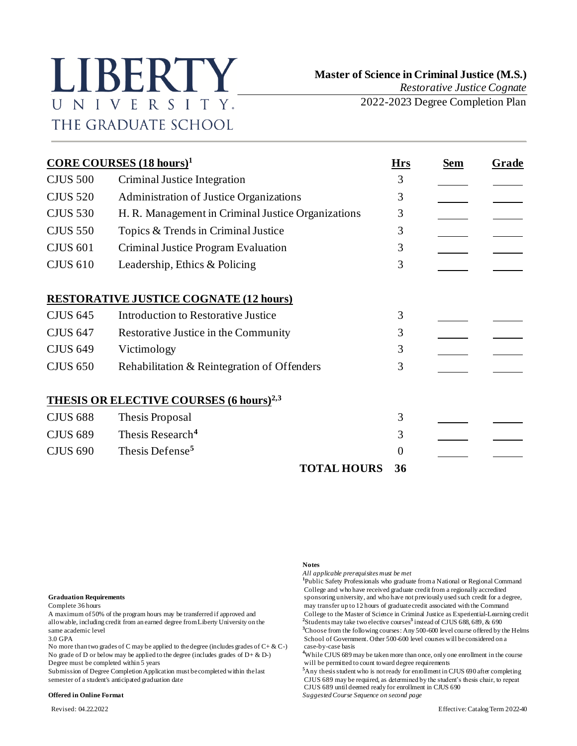# LIBERTY UNIVERSITY
## THE GRADUATE SCHOOL

**Master of Science in Criminal Justice (M.S.)**
*Restorative Justice Cognate*
2022-2023 Degree Completion Plan

| **CORE COURSES (18 hours)[1]** | | **Hrs** | **Sem** | **Grade** |
|---|---|---|---|---|
| CJUS 500 | Criminal Justice Integration | 3 | | |
| CJUS 520 | Administration of Justice Organizations | 3 | | |
| CJUS 530 | H. R. Management in Criminal Justice Organizations | 3 | | |
| CJUS 550 | Topics & Trends in Criminal Justice | 3 | | |
| CJUS 601 | Criminal Justice Program Evaluation | 3 | | |
| CJUS 610 | Leadership, Ethics & Policing | 3 | | |
| **RESTORATIVE JUSTICE COGNATE (12 hours)** | | | | |
| CJUS 645 | Introduction to Restorative Justice | 3 | | |
| CJUS 647 | Restorative Justice in the Community | 3 | | |
| CJUS 649 | Victimology | 3 | | |
| CJUS 650 | Rehabilitation & Reintegration of Offenders | 3 | | |
| **THESIS OR ELECTIVE COURSES (6 hours)[2,3]** | | | | |
| CJUS 688 | Thesis Proposal | 3 | | |
| CJUS 689 | Thesis Research[4] | 3 | | |
| CJUS 690 | Thesis Defense[5] | 0 | | |
| | **TOTAL HOURS** | **36** | | |

**Graduation Requirements**

Complete 36 hours
A maximum of 50% of the program hours may be transferred if approved and allowable, including credit from an earned degree from Liberty University on the same academic level
3.0 GPA
No more than two grades of C may be applied to the degree (includes grades of C+ & C-)
No grade of D or below may be applied to the degree (includes grades of D+ & D-)
Degree must be completed within 5 years
Submission of Degree Completion Application must be completed within the last semester of a student's anticipated graduation date

**Offered in Online Format**

**Notes**

*All applicable prerequisites must be met*

[1]Public Safety Professionals who graduate from a National or Regional Command College and who have received graduate credit from a regionally accredited sponsoring university, and who have not previously used such credit for a degree, may transfer up to 12 hours of graduate credit associated with the Command College to the Master of Science in Criminal Justice as Experiential-Learning credit

[2]Students may take two elective courses[3] instead of CJUS 688, 689, & 690

[3]Choose from the following courses: Any 500-600 level course offered by the Helms School of Government. Other 500-600 level courses will be considered on a case-by-case basis

[4]While CJUS 689 may be taken more than once, only one enrollment in the course will be permitted to count toward degree requirements

[5]Any thesis student who is not ready for enrollment in CJUS 690 after completing CJUS 689 may be required, as determined by the student's thesis chair, to repeat CJUS 689 until deemed ready for enrollment in CJUS 690

*Suggested Course Sequence on second page*

Revised: 04.22.2022

Effective: Catalog Term 2022-40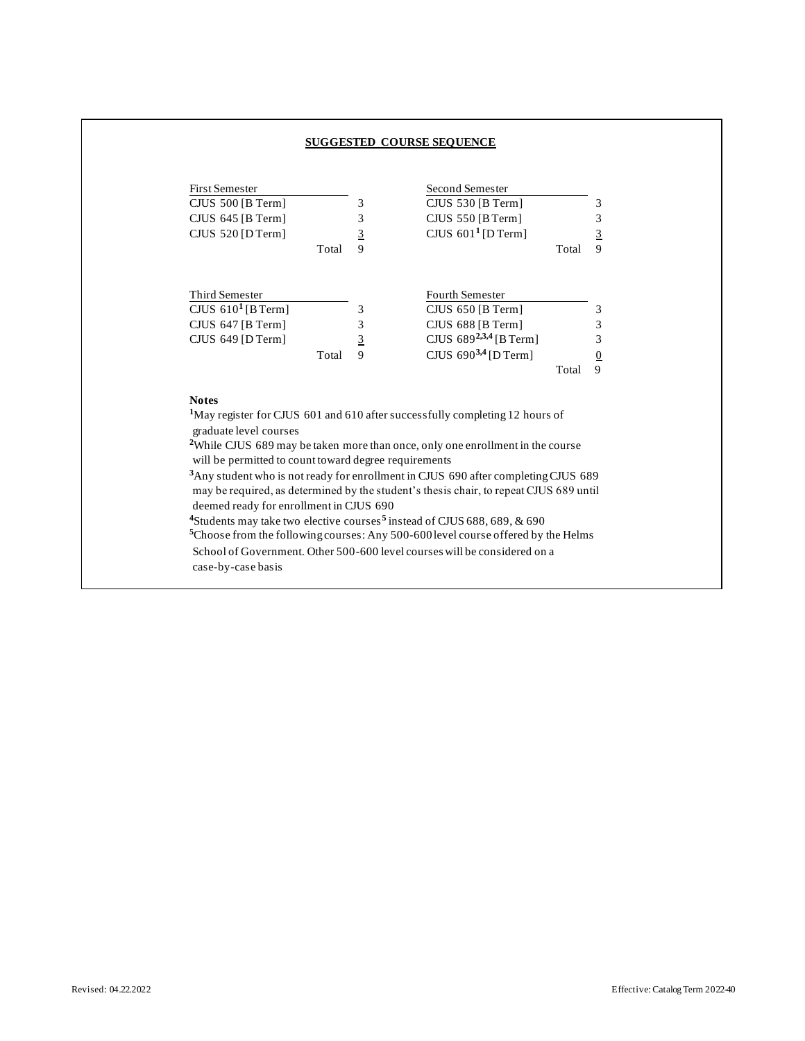**SUGGESTED COURSE SEQUENCE**

| First Semester | | Second Semester | |
|---|---|---|---|
| CJUS 500 [B Term] | 3 | CJUS 530 [B Term] | 3 |
| CJUS 645 [B Term] | 3 | CJUS 550 [B Term] | 3 |
| CJUS 520 [D Term] | 3 | CJUS 601[1] [D Term] | 3 |
| Total | 9 | Total | 9 |

| Third Semester | | Fourth Semester | |
|---|---|---|---|
| CJUS 610[1] [B Term] | 3 | CJUS 650 [B Term] | 3 |
| CJUS 647 [B Term] | 3 | CJUS 688 [B Term] | 3 |
| CJUS 649 [D Term] | 3 | CJUS 689[2,3,4] [B Term] | 3 |
| Total | 9 | CJUS 690[3,4] [D Term] | 0 |
| | | Total | 9 |

**Notes**

[1]May register for CJUS 601 and 610 after successfully completing 12 hours of graduate level courses

[2]While CJUS 689 may be taken more than once, only one enrollment in the course will be permitted to count toward degree requirements

[3]Any student who is not ready for enrollment in CJUS 690 after completing CJUS 689 may be required, as determined by the student's thesis chair, to repeat CJUS 689 until deemed ready for enrollment in CJUS 690

[4]Students may take two elective courses[5] instead of CJUS 688, 689, & 690

[5]Choose from the following courses: Any 500-600 level course offered by the Helms School of Government. Other 500-600 level courses will be considered on a case-by-case basis

Revised: 04.22.2022

Effective: Catalog Term 2022-40